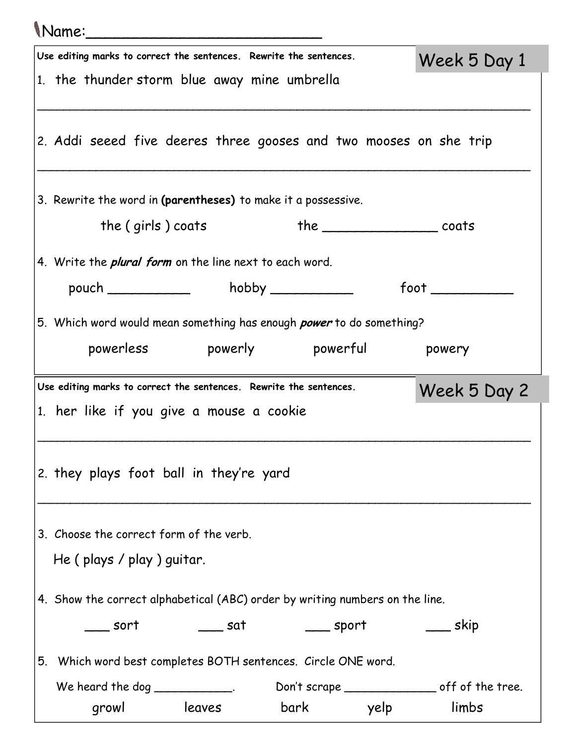Name:_________________________

## Week 5 Day 1

**Use editing marks to correct the sentences. Rewrite the sentences.**

1. the thunder storm blue away mine umbrella

_________________________________________________________________

2. Addi seeed five deeres three gooses and two mooses on she trip

_________________________________________________________________

3. Rewrite the word in **(parentheses)** to make it a possessive.

   the ( girls ) coats the _____________ coats

4. Write the ***plural form*** on the line next to each word.

   pouch __________ hobby __________ foot __________

5. Which word would mean something has enough ***power*** to do something?

   powerless powerly powerful powery

## Week 5 Day 2

**Use editing marks to correct the sentences. Rewrite the sentences.**

1. her like if you give a mouse a cookie

_________________________________________________________________

2. they plays foot ball in they're yard

_________________________________________________________________

3. Choose the correct form of the verb.

   He ( plays / play ) guitar.

4. Show the correct alphabetical (ABC) order by writing numbers on the line.

   ___ sort ___ sat ___ sport ___ skip

5. Which word best completes BOTH sentences. Circle ONE word.

   We heard the dog ___________. Don't scrape _____________ off of the tree.

   growl leaves bark yelp limbs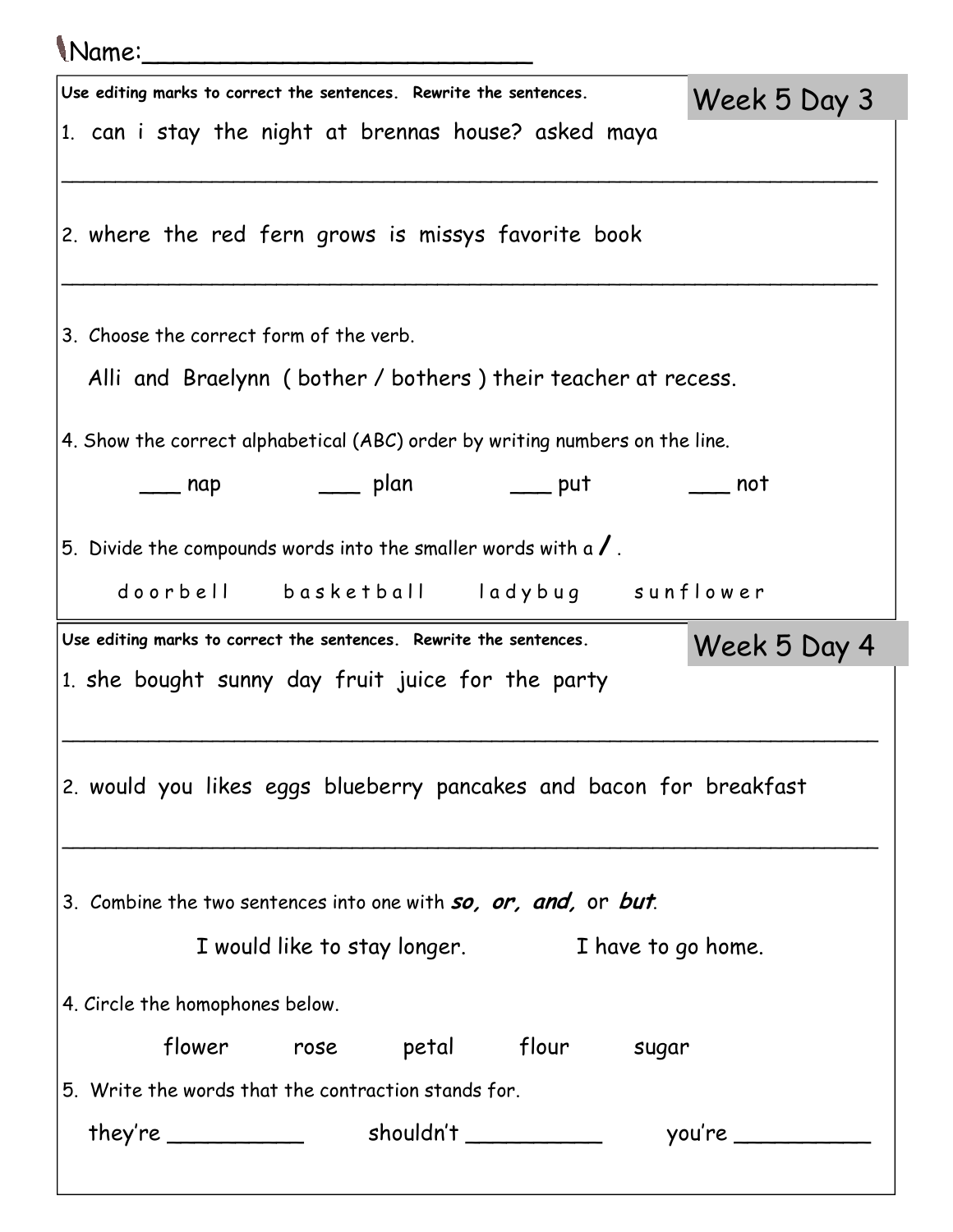Name:________________________

## Week 5 Day 3

**Use editing marks to correct the sentences. Rewrite the sentences.**

1. can i stay the night at brennas house? asked maya

______________________________________________________________

2. where the red fern grows is missys favorite book

______________________________________________________________

3. Choose the correct form of the verb.

   Alli and Braelynn ( bother / bothers ) their teacher at recess.

4. Show the correct alphabetical (ABC) order by writing numbers on the line.

   ___ nap ___ plan ___ put ___ not

5. Divide the compounds words into the smaller words with a **/** .

   d o o r b e l l b a s k e t b a l l l a d y b u g s u n f l o w e r

## Week 5 Day 4

**Use editing marks to correct the sentences. Rewrite the sentences.**

1. she bought sunny day fruit juice for the party

______________________________________________________________

2. would you likes eggs blueberry pancakes and bacon for breakfast

______________________________________________________________

3. Combine the two sentences into one with ***so, or, and,*** or ***but***.

   I would like to stay longer. I have to go home.

4. Circle the homophones below.

   flower rose petal flour sugar

5. Write the words that the contraction stands for.

   they're __________ shouldn't __________ you're __________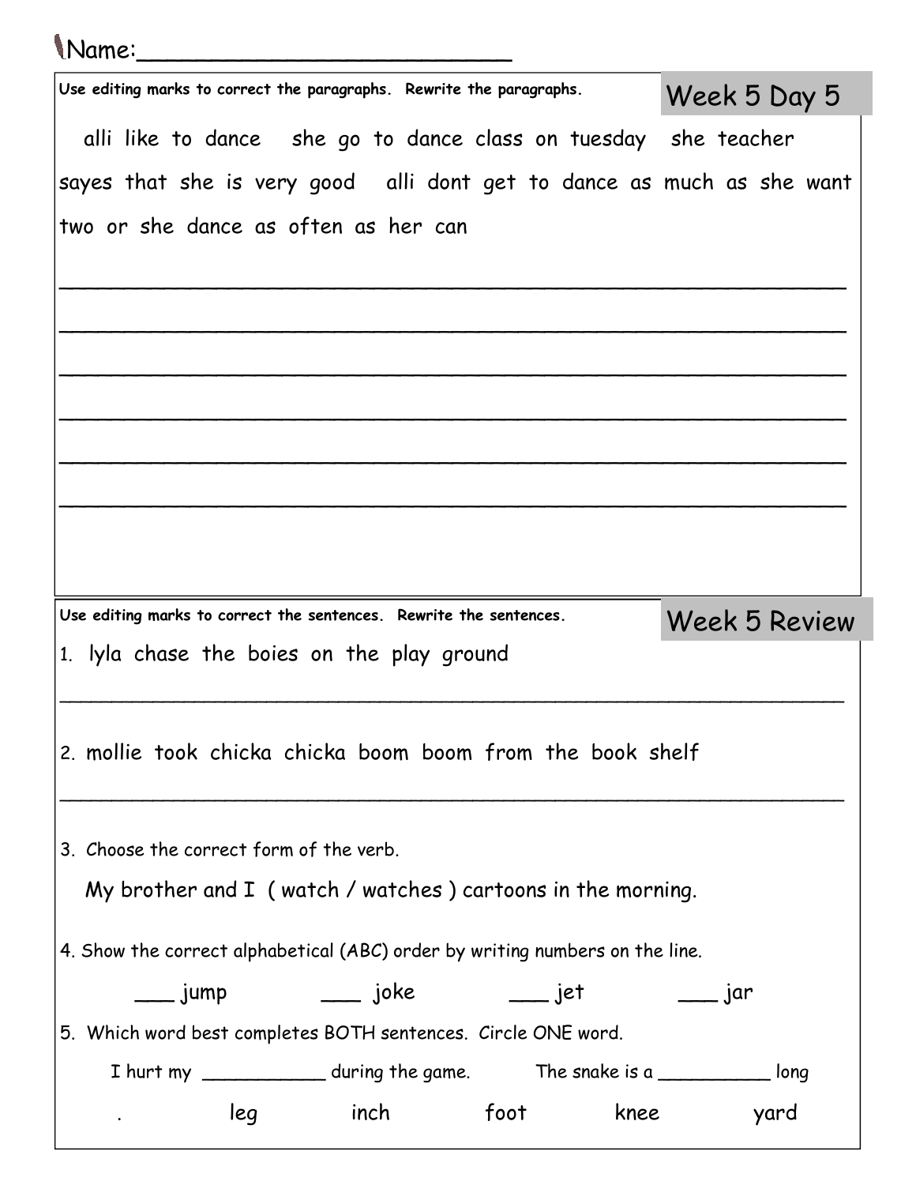Name:________________________

Use editing marks to correct the paragraphs. Rewrite the paragraphs.

## Week 5 Day 5

alli like to dance she go to dance class on tuesday she teacher sayes that she is very good alli dont get to dance as much as she want two or she dance as often as her can

________________________________________________________________

________________________________________________________________

________________________________________________________________

________________________________________________________________

________________________________________________________________

________________________________________________________________

Use editing marks to correct the sentences. Rewrite the sentences.

## Week 5 Review

1. lyla chase the boies on the play ground

________________________________________________________________

2. mollie took chicka chicka boom boom from the book shelf

________________________________________________________________

3. Choose the correct form of the verb.

   My brother and I ( watch / watches ) cartoons in the morning.

4. Show the correct alphabetical (ABC) order by writing numbers on the line.

   ___ jump ___ joke ___ jet ___ jar

5. Which word best completes BOTH sentences. Circle ONE word.

   I hurt my __________ during the game. The snake is a __________ long

   . leg inch foot knee yard